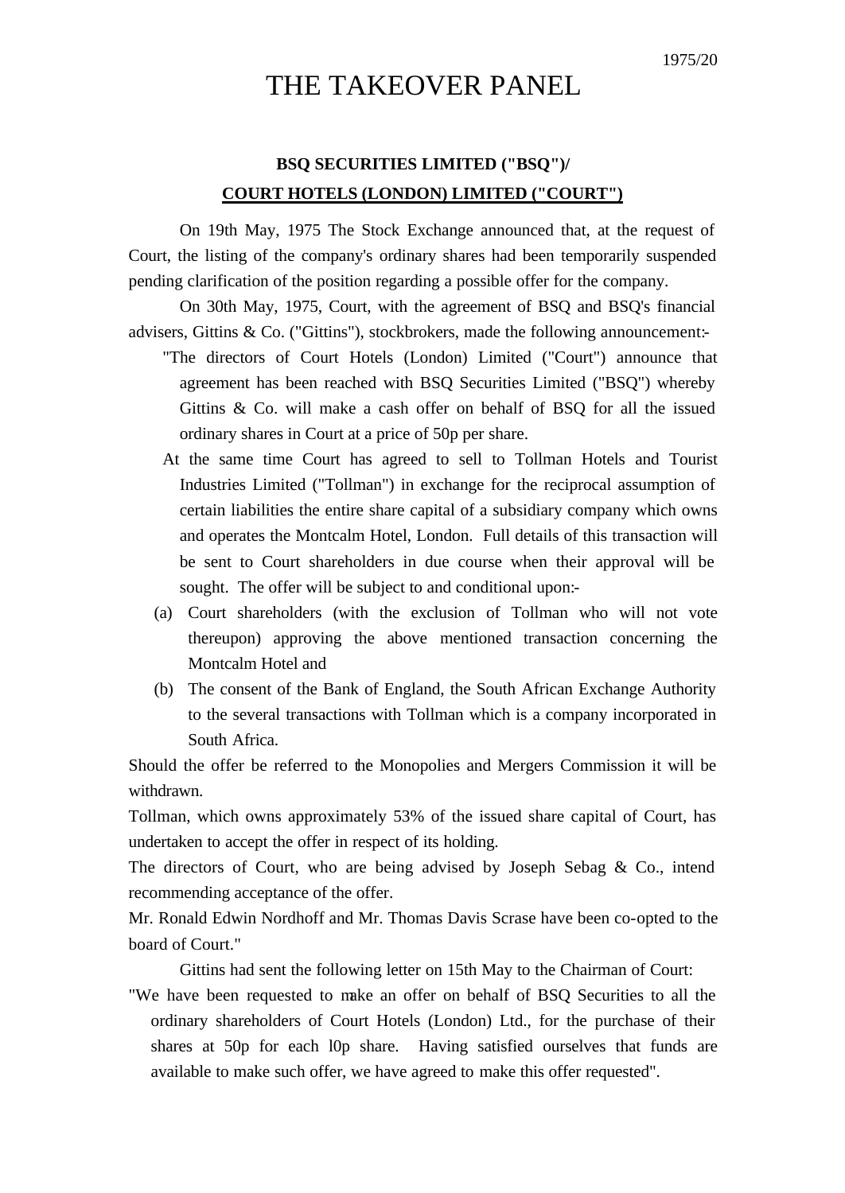1975/20

# THE TAKEOVER PANEL

## BSQ SECURITIES LIMITED ("BSQ")/ COURT HOTELS (LONDON) LIMITED ("COURT")

On 19th May, 1975 The Stock Exchange announced that, at the request of Court, the listing of the company's ordinary shares had been temporarily suspended pending clarification of the position regarding a possible offer for the company.

On 30th May, 1975, Court, with the agreement of BSQ and BSQ's financial advisers, Gittins & Co. ("Gittins"), stockbrokers, made the following announcement:-

> "The directors of Court Hotels (London) Limited ("Court") announce that agreement has been reached with BSQ Securities Limited ("BSQ") whereby Gittins & Co. will make a cash offer on behalf of BSQ for all the issued ordinary shares in Court at a price of 50p per share.
>
> At the same time Court has agreed to sell to Tollman Hotels and Tourist Industries Limited ("Tollman") in exchange for the reciprocal assumption of certain liabilities the entire share capital of a subsidiary company which owns and operates the Montcalm Hotel, London. Full details of this transaction will be sent to Court shareholders in due course when their approval will be sought. The offer will be subject to and conditional upon:-
>
> (a) Court shareholders (with the exclusion of Tollman who will not vote thereupon) approving the above mentioned transaction concerning the Montcalm Hotel and
>
> (b) The consent of the Bank of England, the South African Exchange Authority to the several transactions with Tollman which is a company incorporated in South Africa.
>
> Should the offer be referred to the Monopolies and Mergers Commission it will be withdrawn.
>
> Tollman, which owns approximately 53% of the issued share capital of Court, has undertaken to accept the offer in respect of its holding.
>
> The directors of Court, who are being advised by Joseph Sebag & Co., intend recommending acceptance of the offer.
>
> Mr. Ronald Edwin Nordhoff and Mr. Thomas Davis Scrase have been co-opted to the board of Court."

Gittins had sent the following letter on 15th May to the Chairman of Court:

> "We have been requested to make an offer on behalf of BSQ Securities to all the ordinary shareholders of Court Hotels (London) Ltd., for the purchase of their shares at 50p for each l0p share. Having satisfied ourselves that funds are available to make such offer, we have agreed to make this offer requested".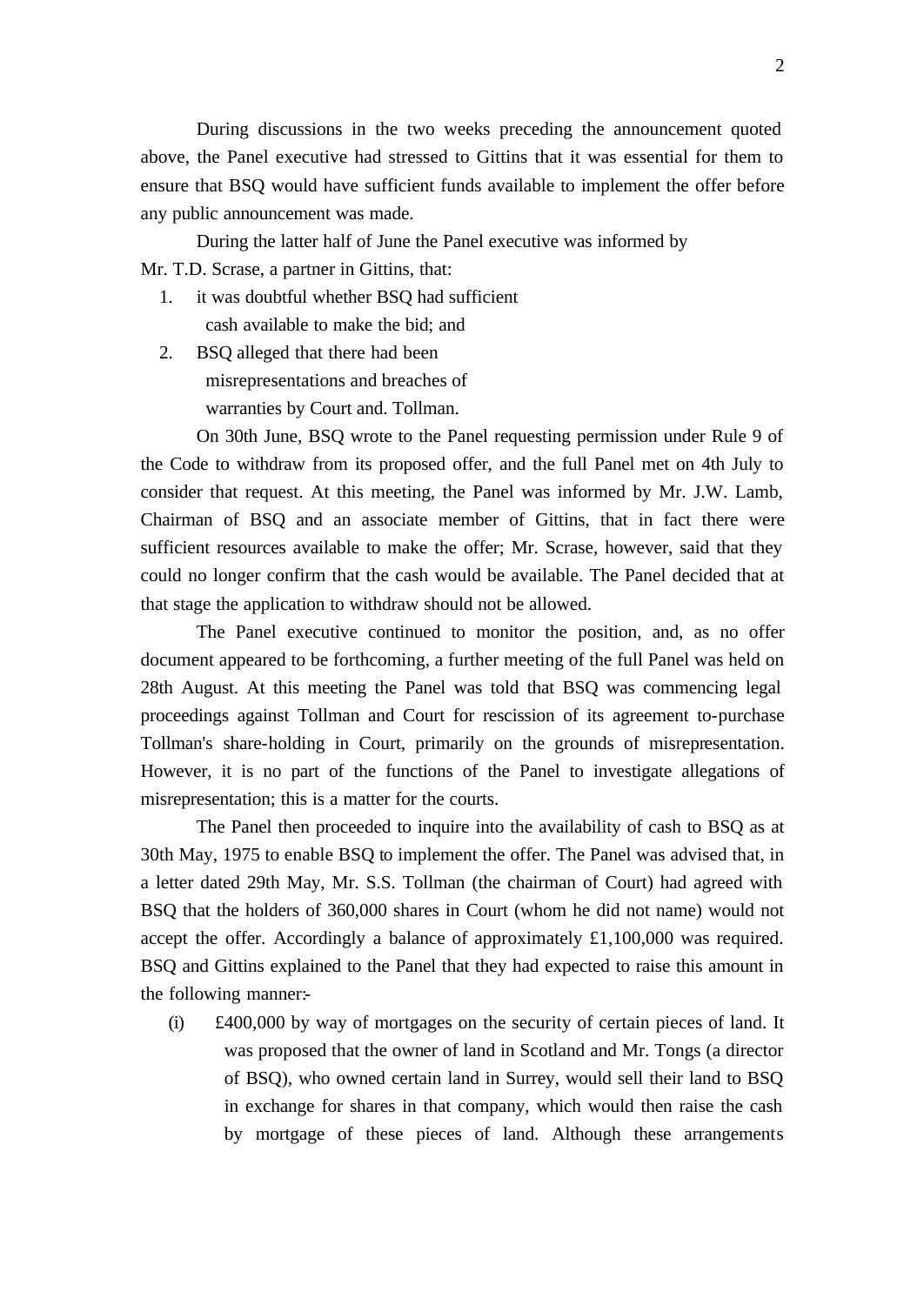During discussions in the two weeks preceding the announcement quoted above, the Panel executive had stressed to Gittins that it was essential for them to ensure that BSQ would have sufficient funds available to implement the offer before any public announcement was made.

During the latter half of June the Panel executive was informed by Mr. T.D. Scrase, a partner in Gittins, that:

1. it was doubtful whether BSQ had sufficient cash available to make the bid; and
2. BSQ alleged that there had been misrepresentations and breaches of warranties by Court and. Tollman.

On 30th June, BSQ wrote to the Panel requesting permission under Rule 9 of the Code to withdraw from its proposed offer, and the full Panel met on 4th July to consider that request. At this meeting, the Panel was informed by Mr. J.W. Lamb, Chairman of BSQ and an associate member of Gittins, that in fact there were sufficient resources available to make the offer; Mr. Scrase, however, said that they could no longer confirm that the cash would be available. The Panel decided that at that stage the application to withdraw should not be allowed.

The Panel executive continued to monitor the position, and, as no offer document appeared to be forthcoming, a further meeting of the full Panel was held on 28th August. At this meeting the Panel was told that BSQ was commencing legal proceedings against Tollman and Court for rescission of its agreement to-purchase Tollman's share-holding in Court, primarily on the grounds of misrepresentation. However, it is no part of the functions of the Panel to investigate allegations of misrepresentation; this is a matter for the courts.

The Panel then proceeded to inquire into the availability of cash to BSQ as at 30th May, 1975 to enable BSQ to implement the offer. The Panel was advised that, in a letter dated 29th May, Mr. S.S. Tollman (the chairman of Court) had agreed with BSQ that the holders of 360,000 shares in Court (whom he did not name) would not accept the offer. Accordingly a balance of approximately £1,100,000 was required. BSQ and Gittins explained to the Panel that they had expected to raise this amount in the following manner:-

(i) £400,000 by way of mortgages on the security of certain pieces of land. It was proposed that the owner of land in Scotland and Mr. Tongs (a director of BSQ), who owned certain land in Surrey, would sell their land to BSQ in exchange for shares in that company, which would then raise the cash by mortgage of these pieces of land. Although these arrangements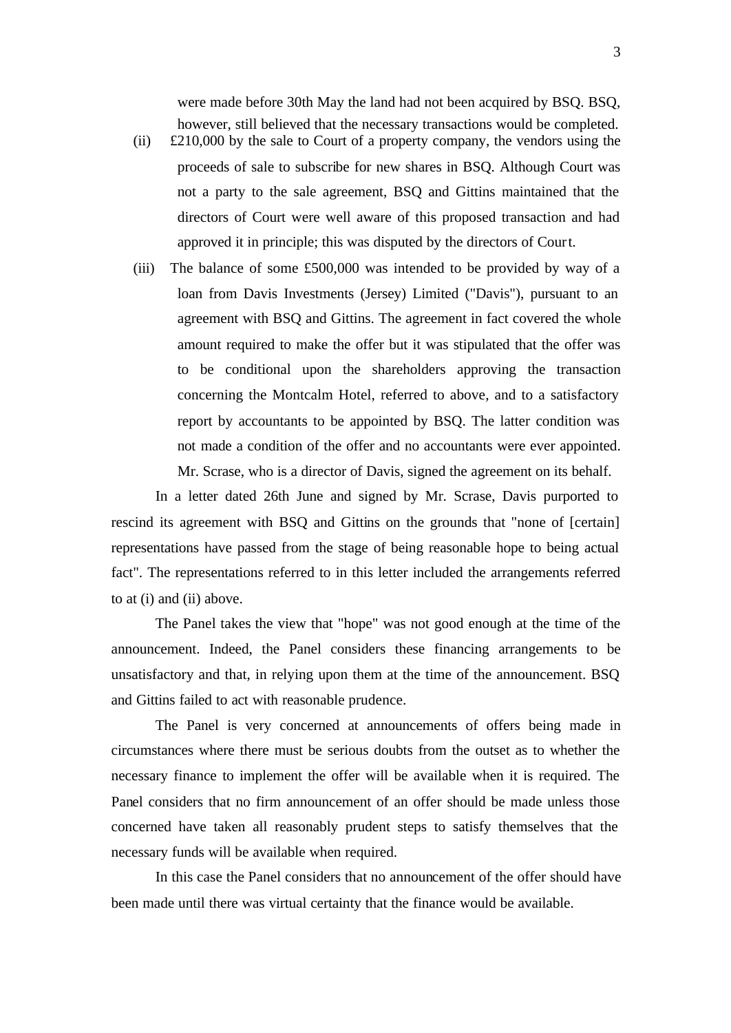were made before 30th May the land had not been acquired by BSQ. BSQ, however, still believed that the necessary transactions would be completed.

(ii) £210,000 by the sale to Court of a property company, the vendors using the proceeds of sale to subscribe for new shares in BSQ. Although Court was not a party to the sale agreement, BSQ and Gittins maintained that the directors of Court were well aware of this proposed transaction and had approved it in principle; this was disputed by the directors of Court.

(iii) The balance of some £500,000 was intended to be provided by way of a loan from Davis Investments (Jersey) Limited ("Davis"), pursuant to an agreement with BSQ and Gittins. The agreement in fact covered the whole amount required to make the offer but it was stipulated that the offer was to be conditional upon the shareholders approving the transaction concerning the Montcalm Hotel, referred to above, and to a satisfactory report by accountants to be appointed by BSQ. The latter condition was not made a condition of the offer and no accountants were ever appointed. Mr. Scrase, who is a director of Davis, signed the agreement on its behalf.

In a letter dated 26th June and signed by Mr. Scrase, Davis purported to rescind its agreement with BSQ and Gittins on the grounds that "none of [certain] representations have passed from the stage of being reasonable hope to being actual fact". The representations referred to in this letter included the arrangements referred to at (i) and (ii) above.

The Panel takes the view that "hope" was not good enough at the time of the announcement. Indeed, the Panel considers these financing arrangements to be unsatisfactory and that, in relying upon them at the time of the announcement. BSQ and Gittins failed to act with reasonable prudence.

The Panel is very concerned at announcements of offers being made in circumstances where there must be serious doubts from the outset as to whether the necessary finance to implement the offer will be available when it is required. The Panel considers that no firm announcement of an offer should be made unless those concerned have taken all reasonably prudent steps to satisfy themselves that the necessary funds will be available when required.

In this case the Panel considers that no announcement of the offer should have been made until there was virtual certainty that the finance would be available.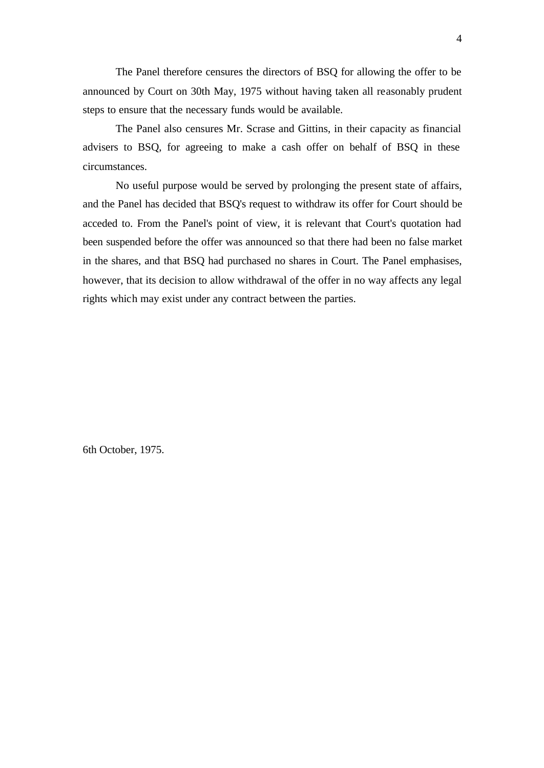The Panel therefore censures the directors of BSQ for allowing the offer to be announced by Court on 30th May, 1975 without having taken all reasonably prudent steps to ensure that the necessary funds would be available.

The Panel also censures Mr. Scrase and Gittins, in their capacity as financial advisers to BSQ, for agreeing to make a cash offer on behalf of BSQ in these circumstances.

No useful purpose would be served by prolonging the present state of affairs, and the Panel has decided that BSQ's request to withdraw its offer for Court should be acceded to. From the Panel's point of view, it is relevant that Court's quotation had been suspended before the offer was announced so that there had been no false market in the shares, and that BSQ had purchased no shares in Court. The Panel emphasises, however, that its decision to allow withdrawal of the offer in no way affects any legal rights which may exist under any contract between the parties.

6th October, 1975.